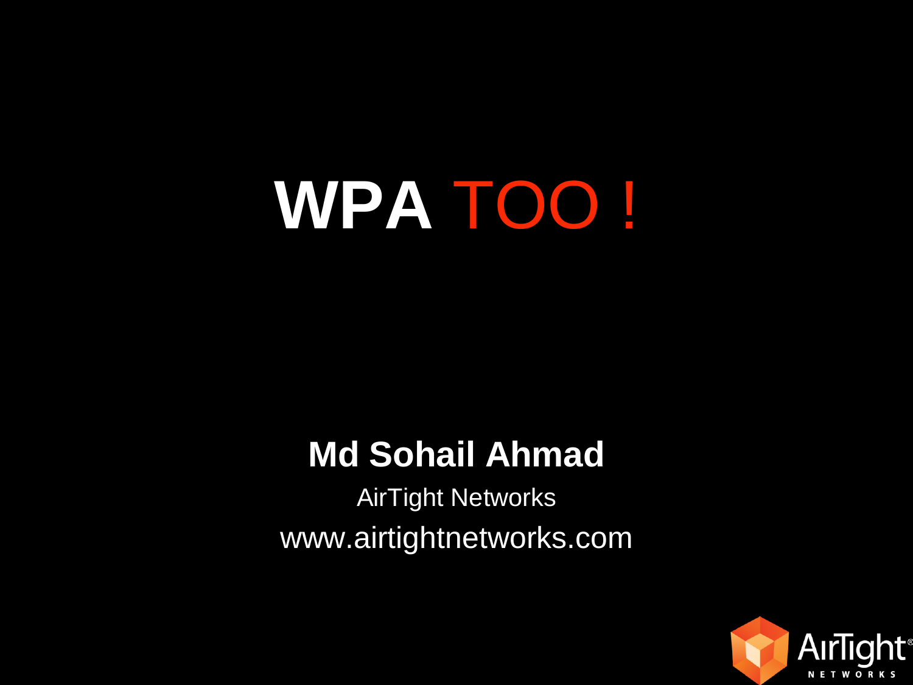# WPA TOO !

**Md Sohail Ahmad**

AirTight Networks

www.airtightnetworks.com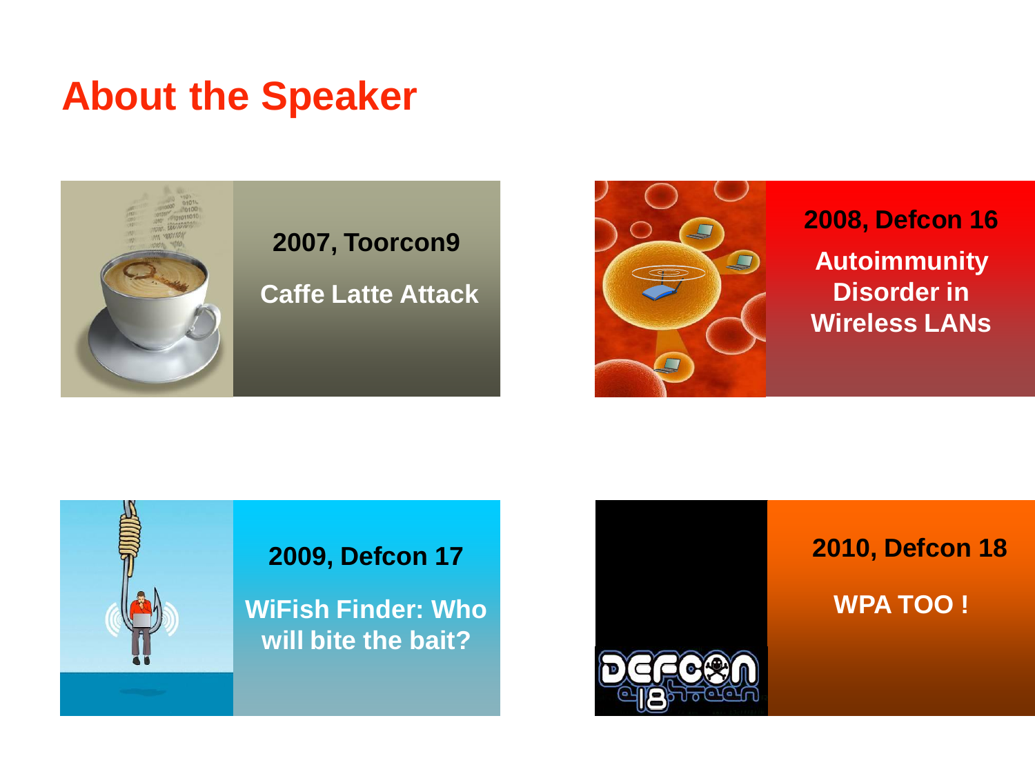# About the Speaker

**2007, Toorcon9**

**Caffe Latte Attack**

**2008, Defcon 16**

**Autoimmunity Disorder in Wireless LANs**

**2009, Defcon 17**

**WiFish Finder: Who will bite the bait?**

**2010, Defcon 18**

**WPA TOO !**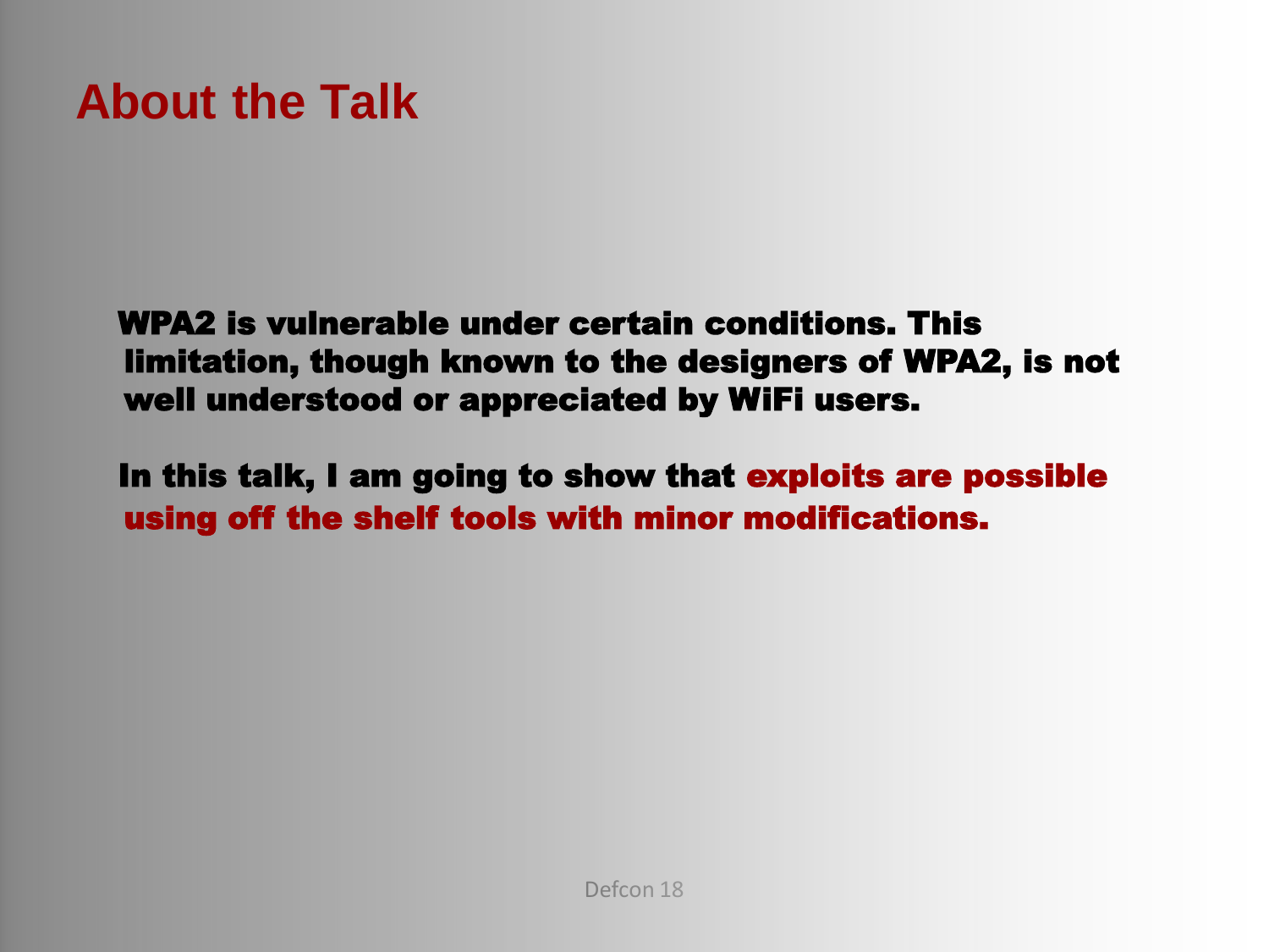# About the Talk

WPA2 is vulnerable under certain conditions. This limitation, though known to the designers of WPA2, is not well understood or appreciated by WiFi users.

In this talk, I am going to show that **exploits are possible using off the shelf tools with minor modifications.**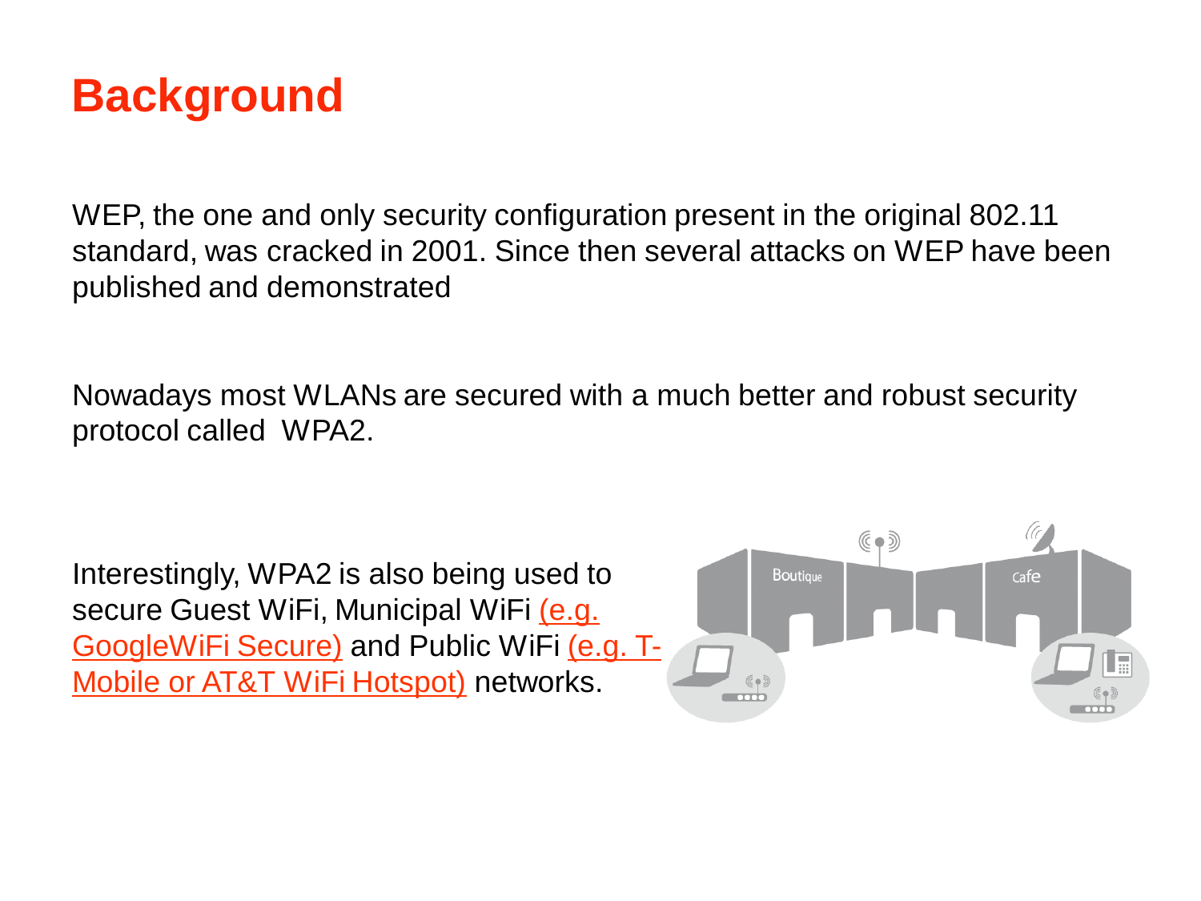# Background

WEP, the one and only security configuration present in the original 802.11 standard, was cracked in 2001. Since then several attacks on WEP have been published and demonstrated

Nowadays most WLANs are secured with a much better and robust security protocol called WPA2.

Interestingly, WPA2 is also being used to secure Guest WiFi, Municipal WiFi (e.g. GoogleWiFi Secure) and Public WiFi (e.g. T-Mobile or AT&T WiFi Hotspot) networks.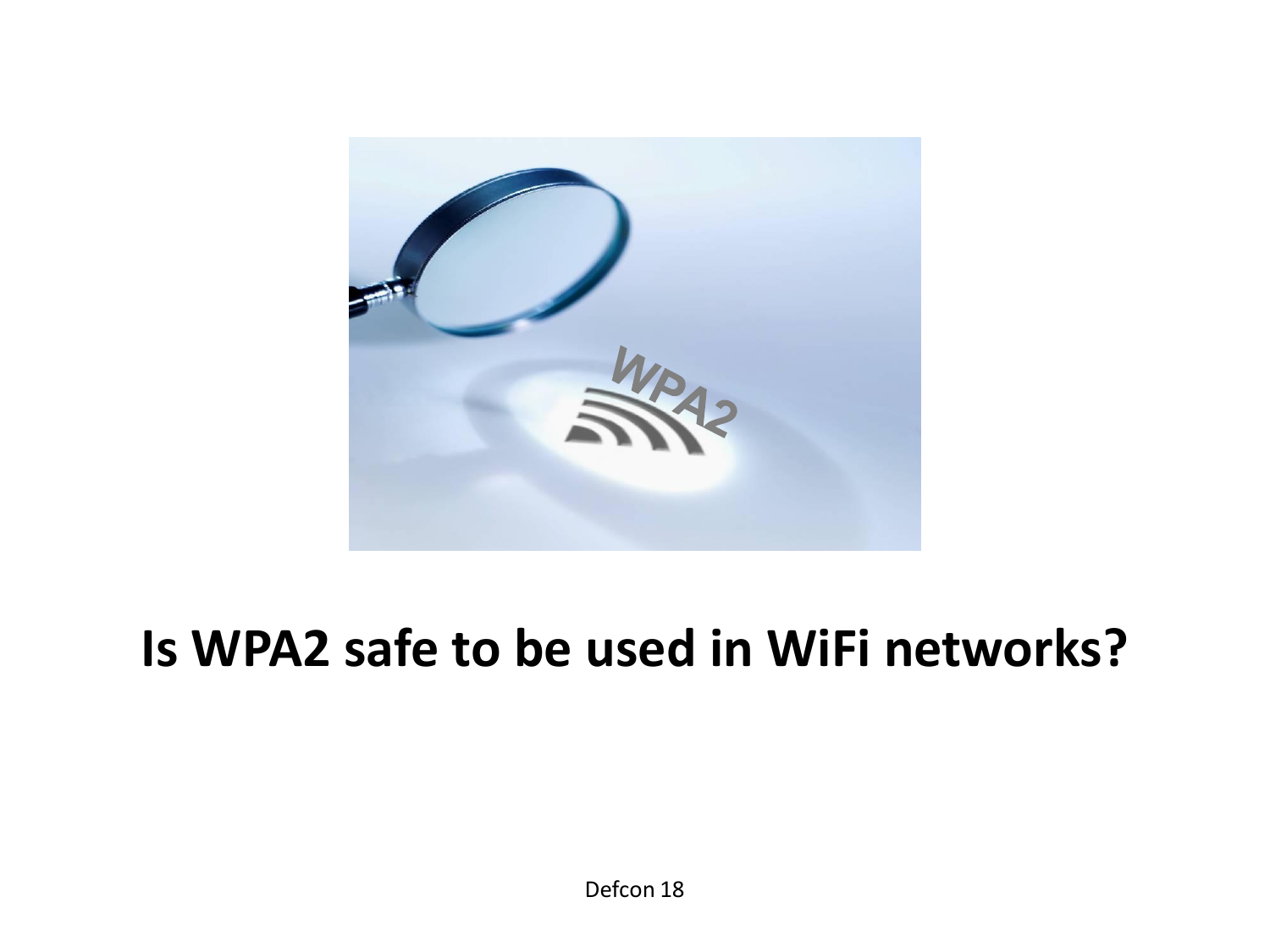# Is WPA2 safe to be used in WiFi networks?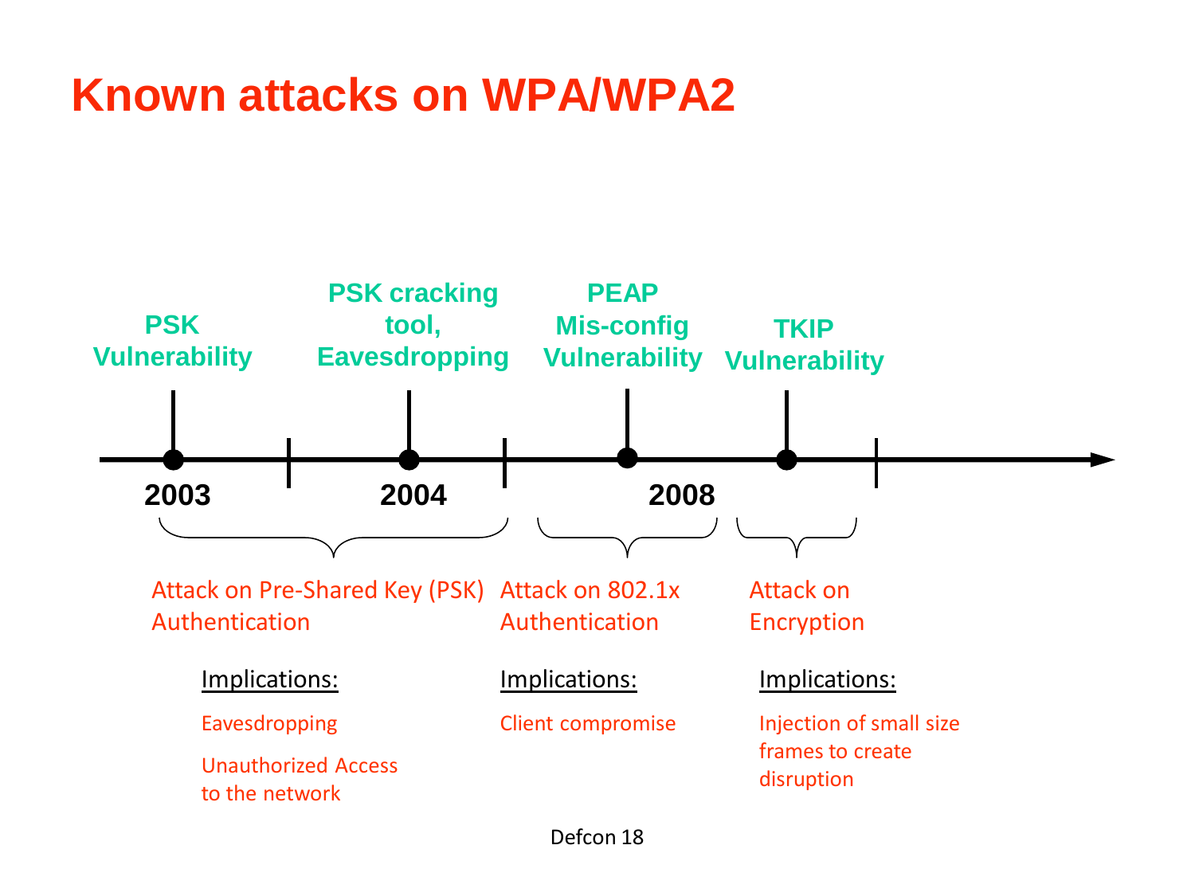# Known attacks on WPA/WPA2

**PSK Vulnerability** — 2003

**PSK cracking tool, Eavesdropping** — 2004

**PEAP Mis-config Vulnerability** — 2008

**TKIP Vulnerability**

Attack on Pre-Shared Key (PSK) Authentication

Implications:

- Eavesdropping
- Unauthorized Access to the network

Attack on 802.1x Authentication

Implications:

- Client compromise

Attack on Encryption

Implications:

- Injection of small size frames to create disruption

Defcon 18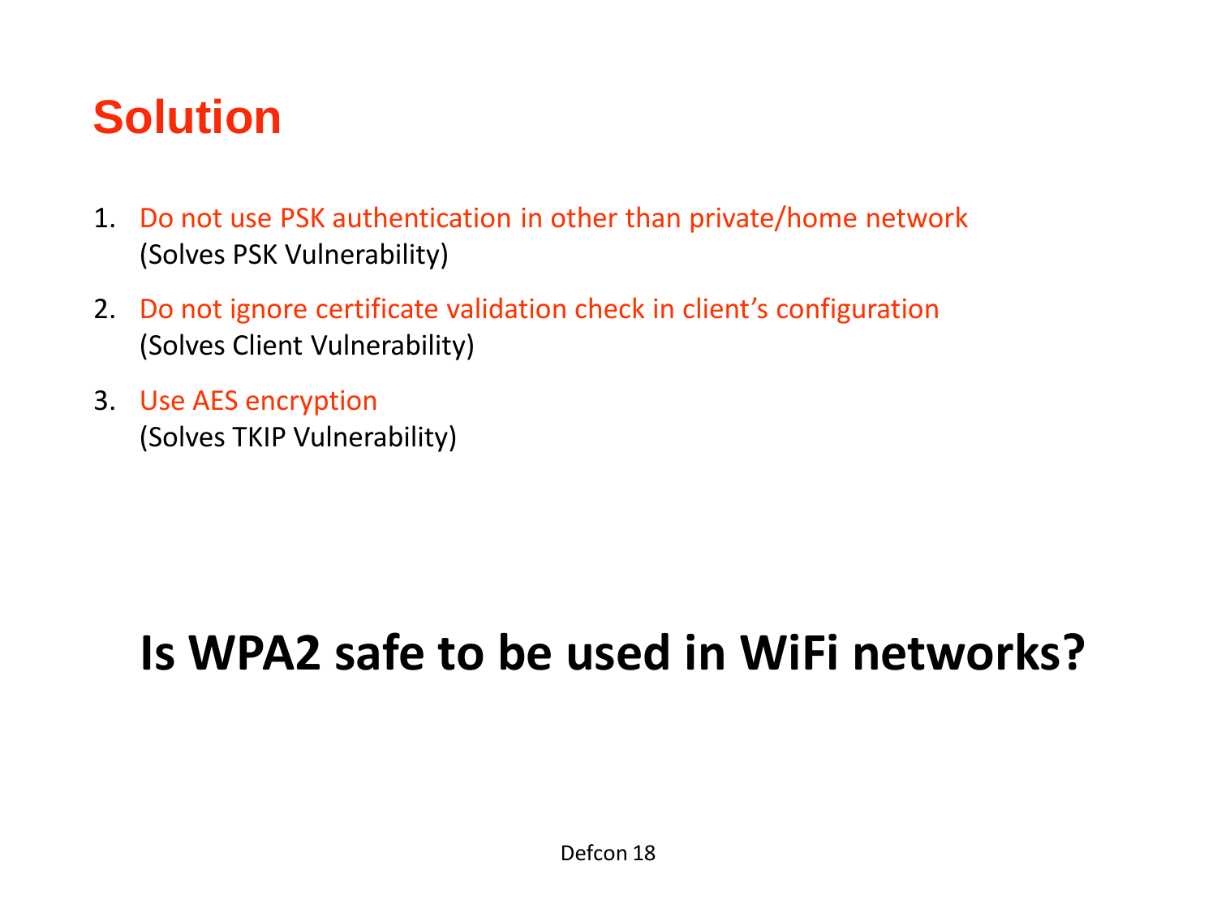# Solution

1. Do not use PSK authentication in other than private/home network
   (Solves PSK Vulnerability)
2. Do not ignore certificate validation check in client's configuration
   (Solves Client Vulnerability)
3. Use AES encryption
   (Solves TKIP Vulnerability)

**Is WPA2 safe to be used in WiFi networks?**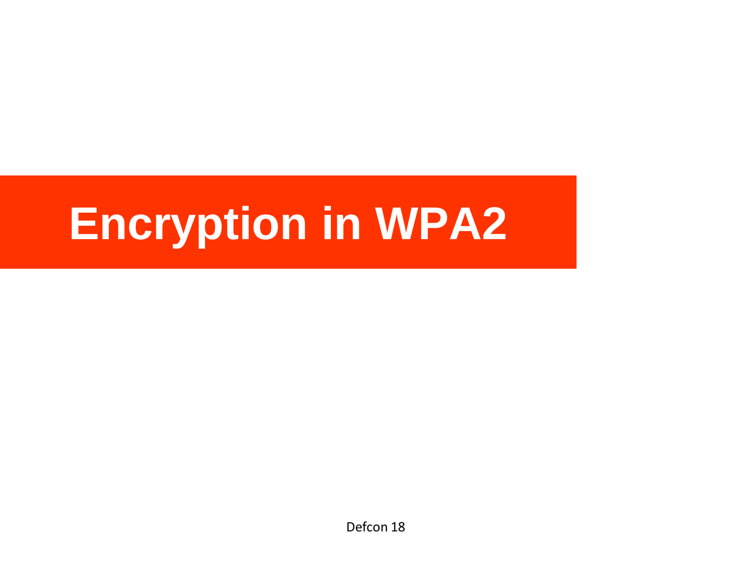# Encryption in WPA2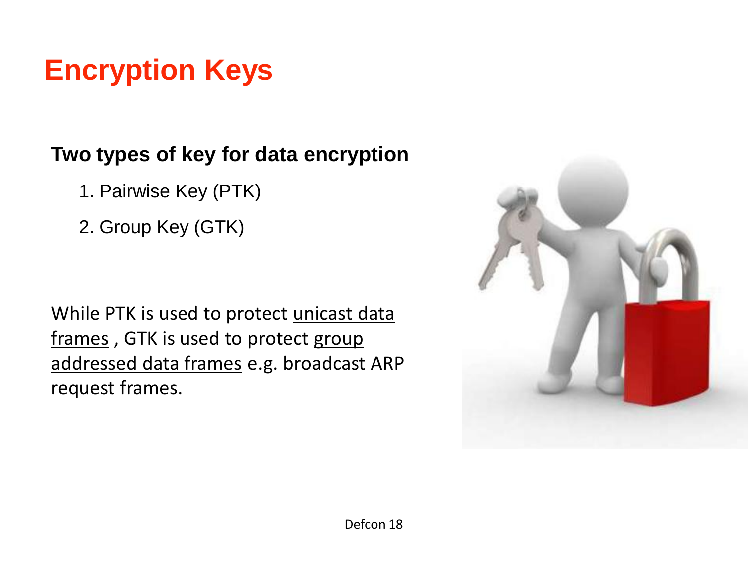# Encryption Keys

**Two types of key for data encryption**

1. Pairwise Key (PTK)
2. Group Key (GTK)

While PTK is used to protect unicast data frames , GTK is used to protect group addressed data frames e.g. broadcast ARP request frames.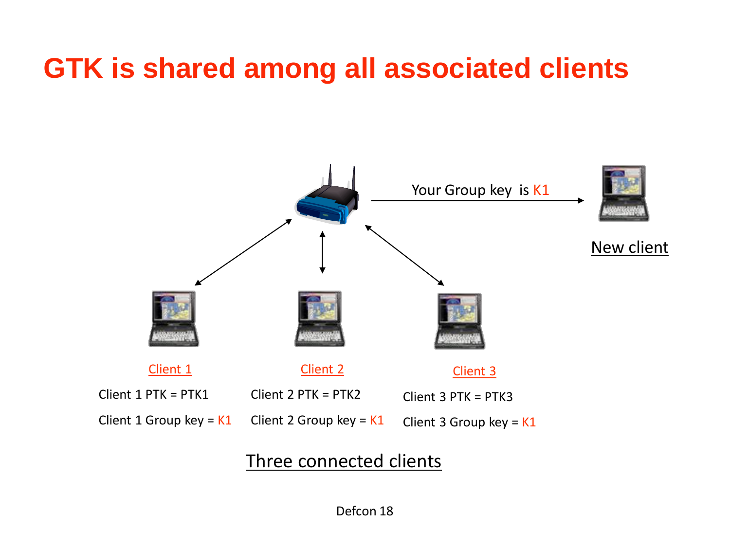# GTK is shared among all associated clients

Your Group key is K1

New client

Client 1

Client 1 PTK = PTK1

Client 1 Group key = K1

Client 2

Client 2 PTK = PTK2

Client 2 Group key = K1

Client 3

Client 3 PTK = PTK3

Client 3 Group key = K1

Three connected clients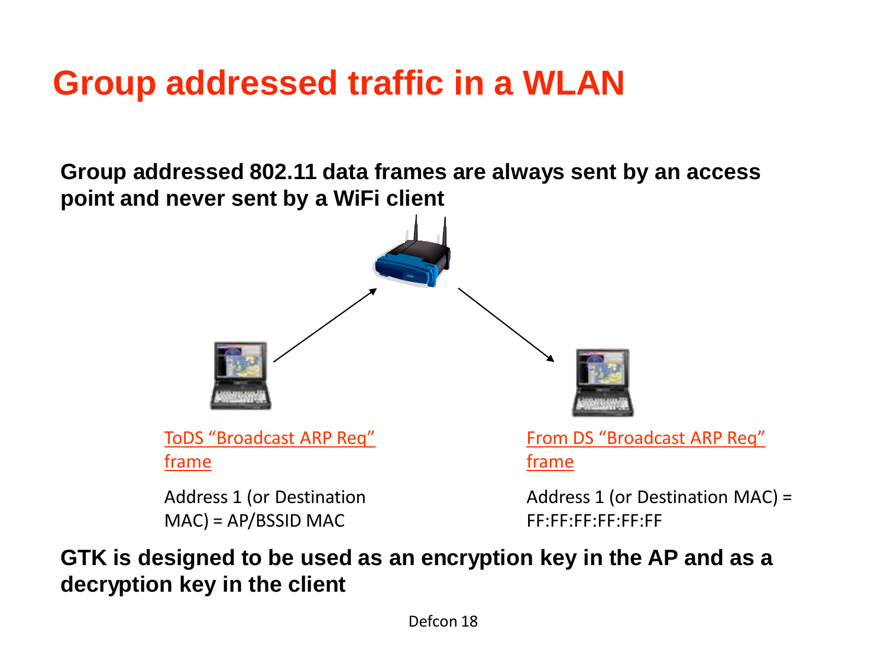# Group addressed traffic in a WLAN

**Group addressed 802.11 data frames are always sent by an access point and never sent by a WiFi client**

ToDS "Broadcast ARP Req" frame

Address 1 (or Destination MAC) = AP/BSSID MAC

From DS "Broadcast ARP Req" frame

Address 1 (or Destination MAC) = FF:FF:FF:FF:FF:FF

**GTK is designed to be used as an encryption key in the AP and as a decryption key in the client**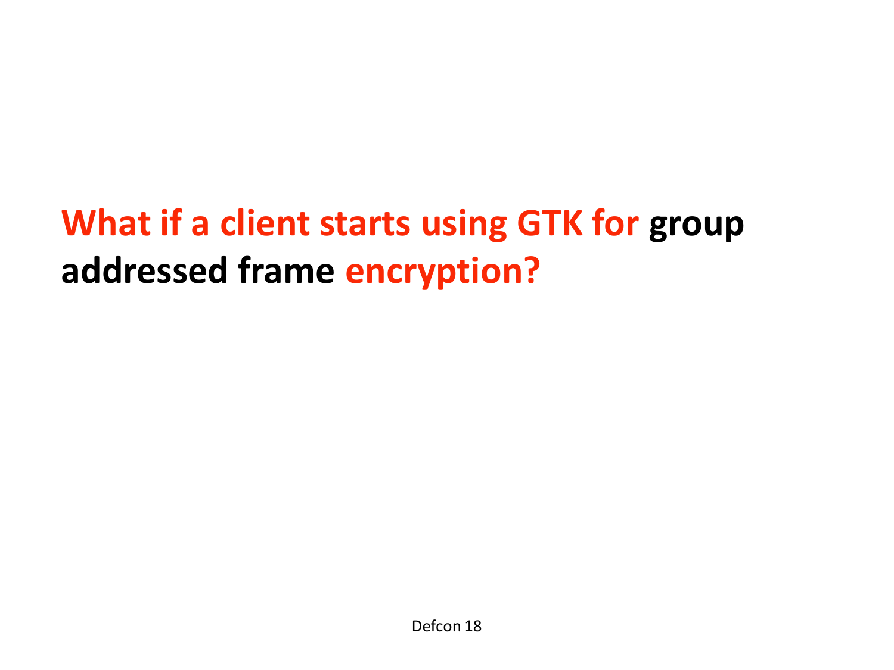**What if a client starts using GTK for group addressed frame encryption?**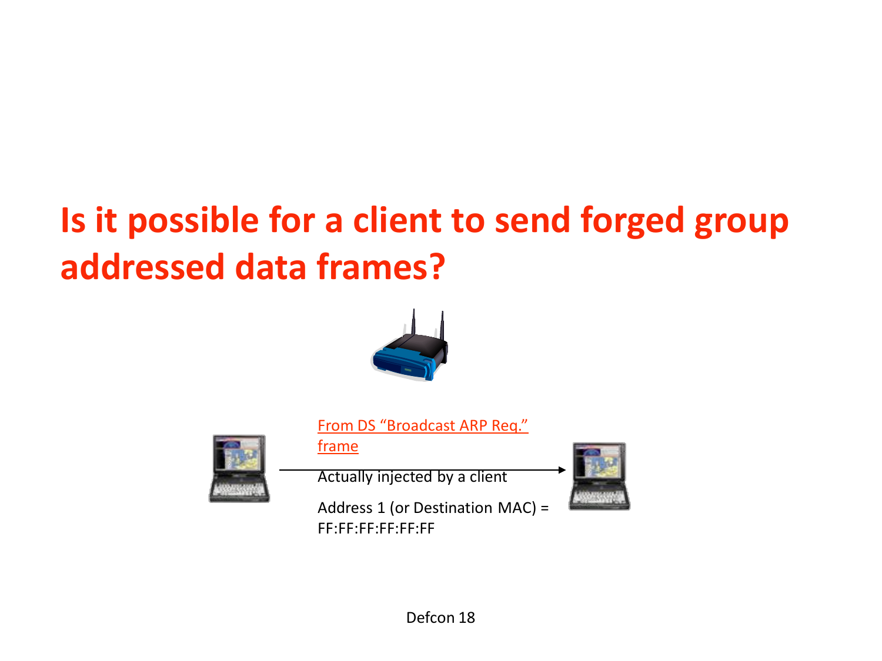# Is it possible for a client to send forged group addressed data frames?

From DS "Broadcast ARP Req." frame

Actually injected by a client

Address 1 (or Destination MAC) = FF:FF:FF:FF:FF:FF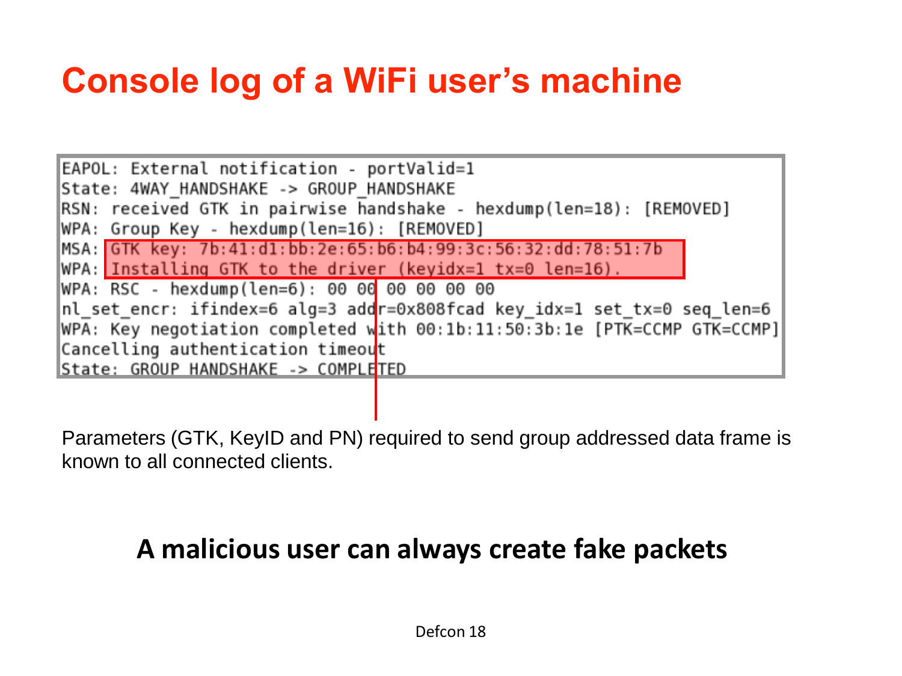# Console log of a WiFi user's machine

```
EAPOL: External notification - portValid=1
State: 4WAY_HANDSHAKE -> GROUP_HANDSHAKE
RSN: received GTK in pairwise handshake - hexdump(len=18): [REMOVED]
WPA: Group Key - hexdump(len=16): [REMOVED]
MSA: GTK key: 7b:41:d1:bb:2e:65:b6:b4:99:3c:56:32:dd:78:51:7b
WPA: Installing GTK to the driver (keyidx=1 tx=0 len=16).
WPA: RSC - hexdump(len=6): 00 00 00 00 00 00
nl_set_encr: ifindex=6 alg=3 addr=0x808fcad key_idx=1 set_tx=0 seq_len=6
WPA: Key negotiation completed with 00:1b:11:50:3b:1e [PTK=CCMP GTK=CCMP]
Cancelling authentication timeout
State: GROUP_HANDSHAKE -> COMPLETED
```

Parameters (GTK, KeyID and PN) required to send group addressed data frame is known to all connected clients.

**A malicious user can always create fake packets**

Defcon 18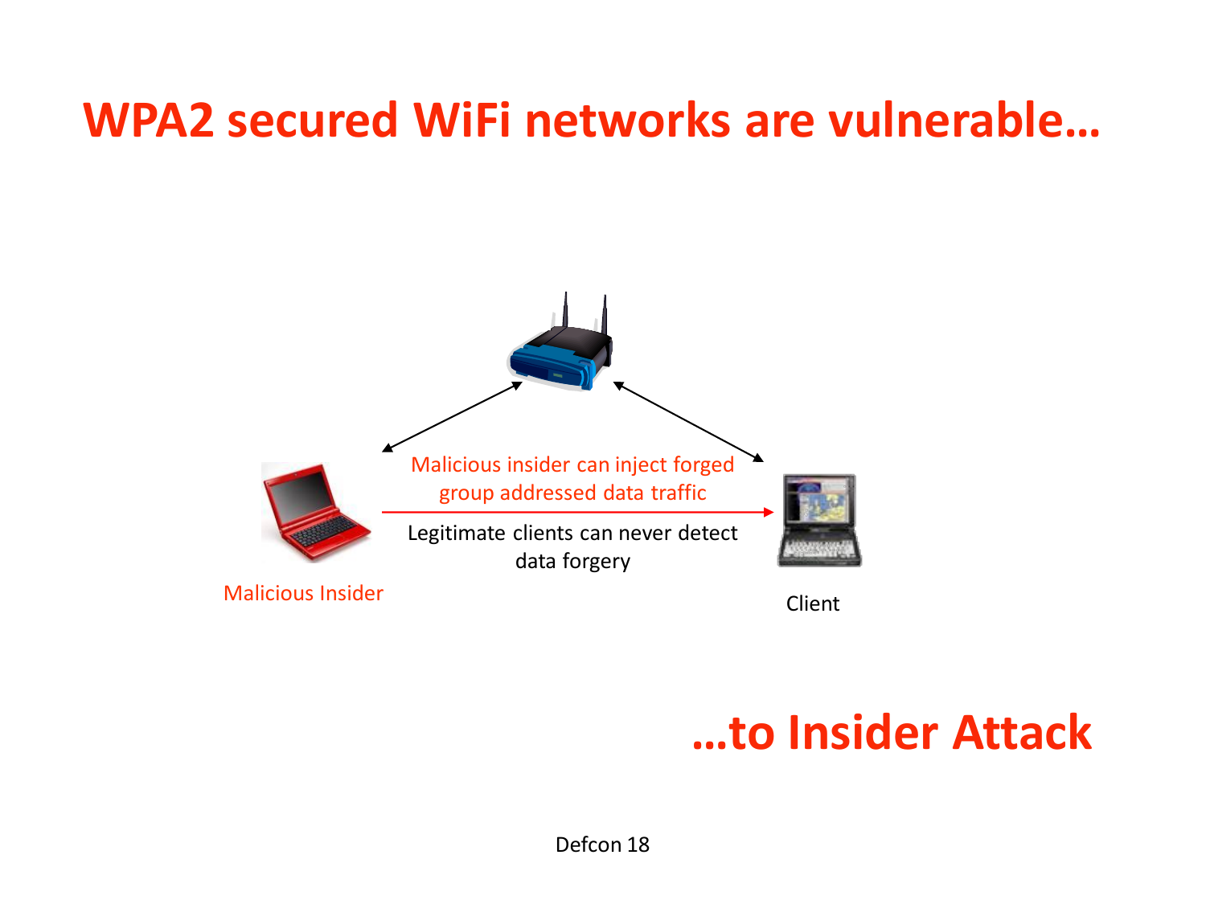# WPA2 secured WiFi networks are vulnerable…

Malicious insider can inject forged group addressed data traffic

Legitimate clients can never detect data forgery

Malicious Insider

Client

## …to Insider Attack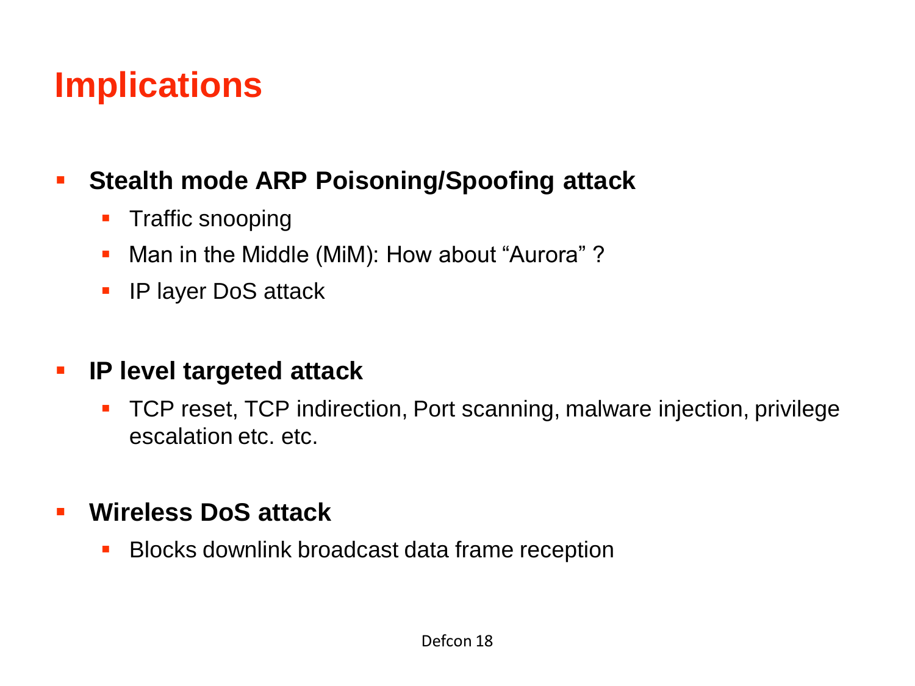# Implications

- **Stealth mode ARP Poisoning/Spoofing attack**
  - Traffic snooping
  - Man in the Middle (MiM): How about "Aurora" ?
  - IP layer DoS attack
- **IP level targeted attack**
  - TCP reset, TCP indirection, Port scanning, malware injection, privilege escalation etc. etc.
- **Wireless DoS attack**
  - Blocks downlink broadcast data frame reception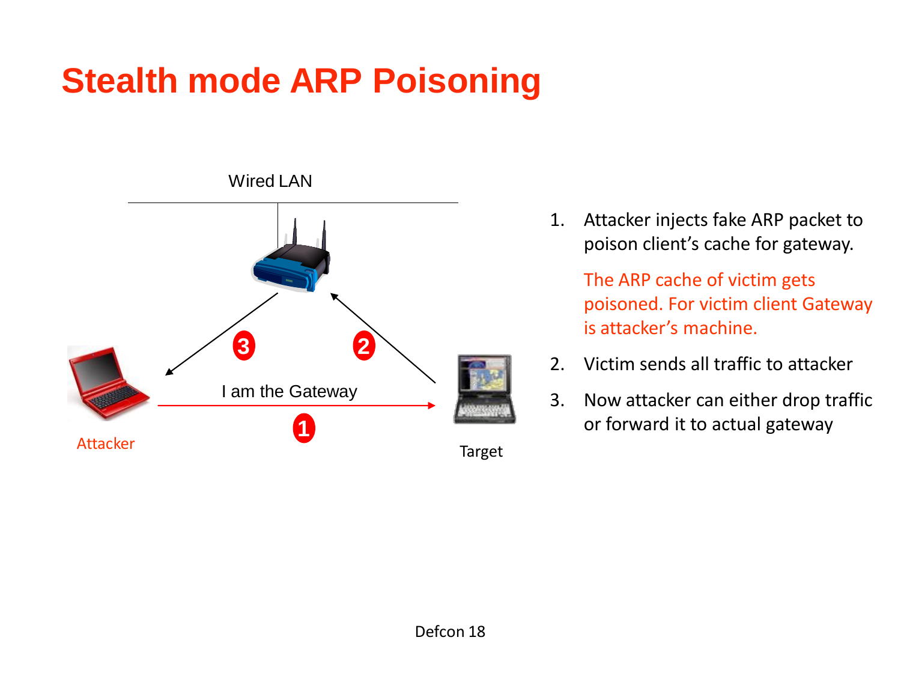# Stealth mode ARP Poisoning

Wired LAN

I am the Gateway

Attacker

Target

1. Attacker injects fake ARP packet to poison client's cache for gateway.

   The ARP cache of victim gets poisoned. For victim client Gateway is attacker's machine.

2. Victim sends all traffic to attacker

3. Now attacker can either drop traffic or forward it to actual gateway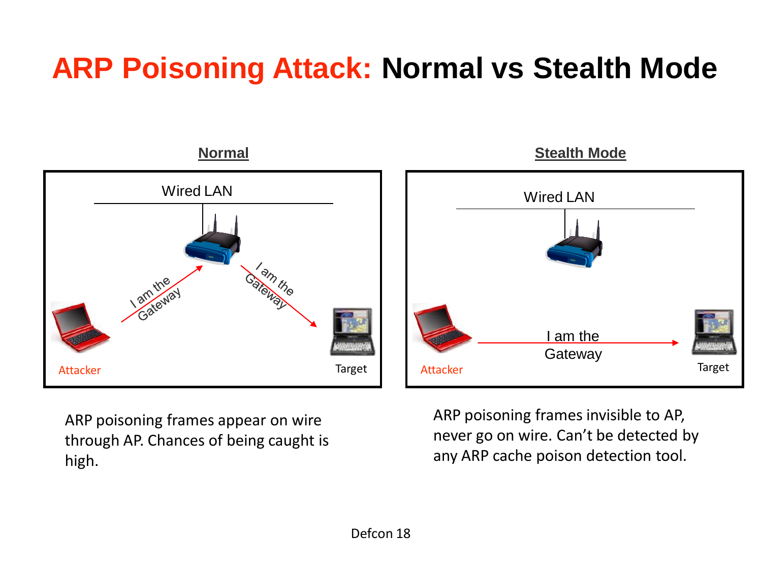# ARP Poisoning Attack: Normal vs Stealth Mode

**Normal**

Wired LAN

I am the Gateway

I am the Gateway

Attacker

Target

ARP poisoning frames appear on wire through AP. Chances of being caught is high.

**Stealth Mode**

Wired LAN

I am the Gateway

Attacker

Target

ARP poisoning frames invisible to AP, never go on wire. Can't be detected by any ARP cache poison detection tool.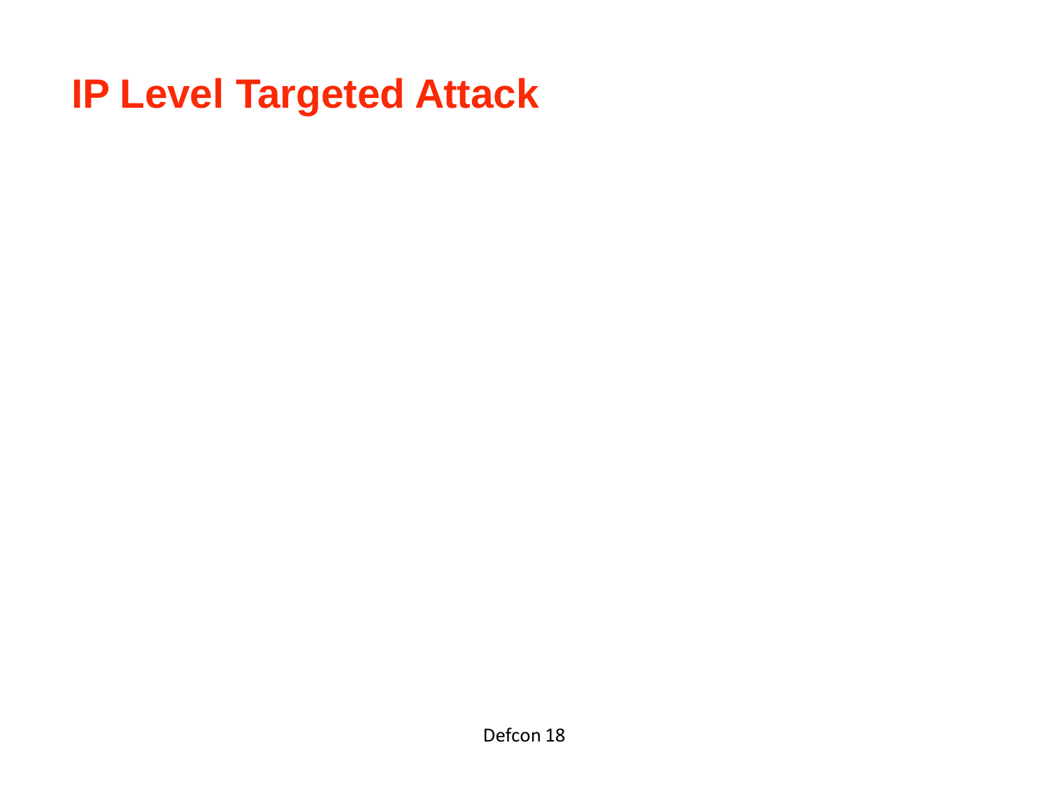# IP Level Targeted Attack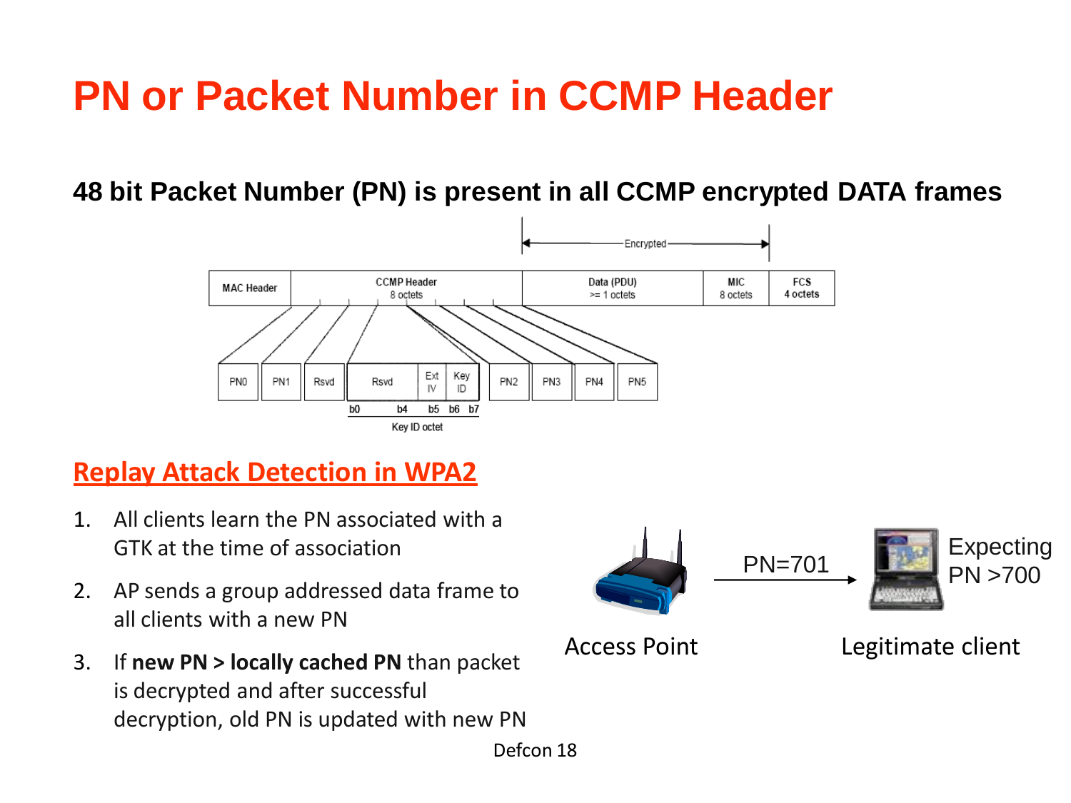# PN or Packet Number in CCMP Header

**48 bit Packet Number (PN) is present in all CCMP encrypted DATA frames**

| MAC Header | CCMP Header 8 octets | Data (PDU) >= 1 octets | MIC 8 octets | FCS 4 octets |
|---|---|---|---|---|

Encrypted: Data (PDU) + MIC

CCMP Header: PN0 | PN1 | Rsvd | Key ID octet (Rsvd b0–b4, Ext IV b5, Key ID b6–b7) | PN2 | PN3 | PN4 | PN5

## Replay Attack Detection in WPA2

1. All clients learn the PN associated with a GTK at the time of association
2. AP sends a group addressed data frame to all clients with a new PN
3. If **new PN > locally cached PN** than packet is decrypted and after successful decryption, old PN is updated with new PN

Access Point —PN=701→ Legitimate client (Expecting PN >700)

Defcon 18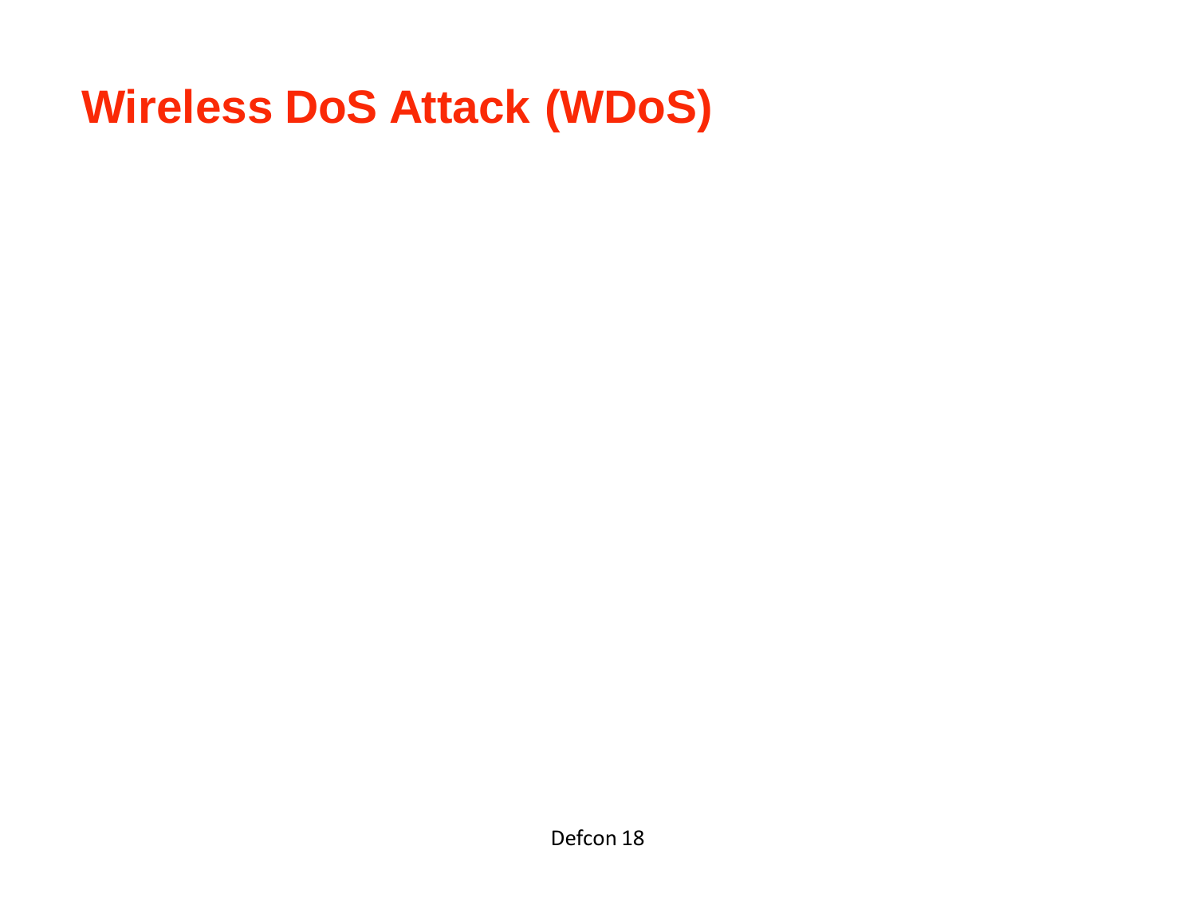# Wireless DoS Attack (WDoS)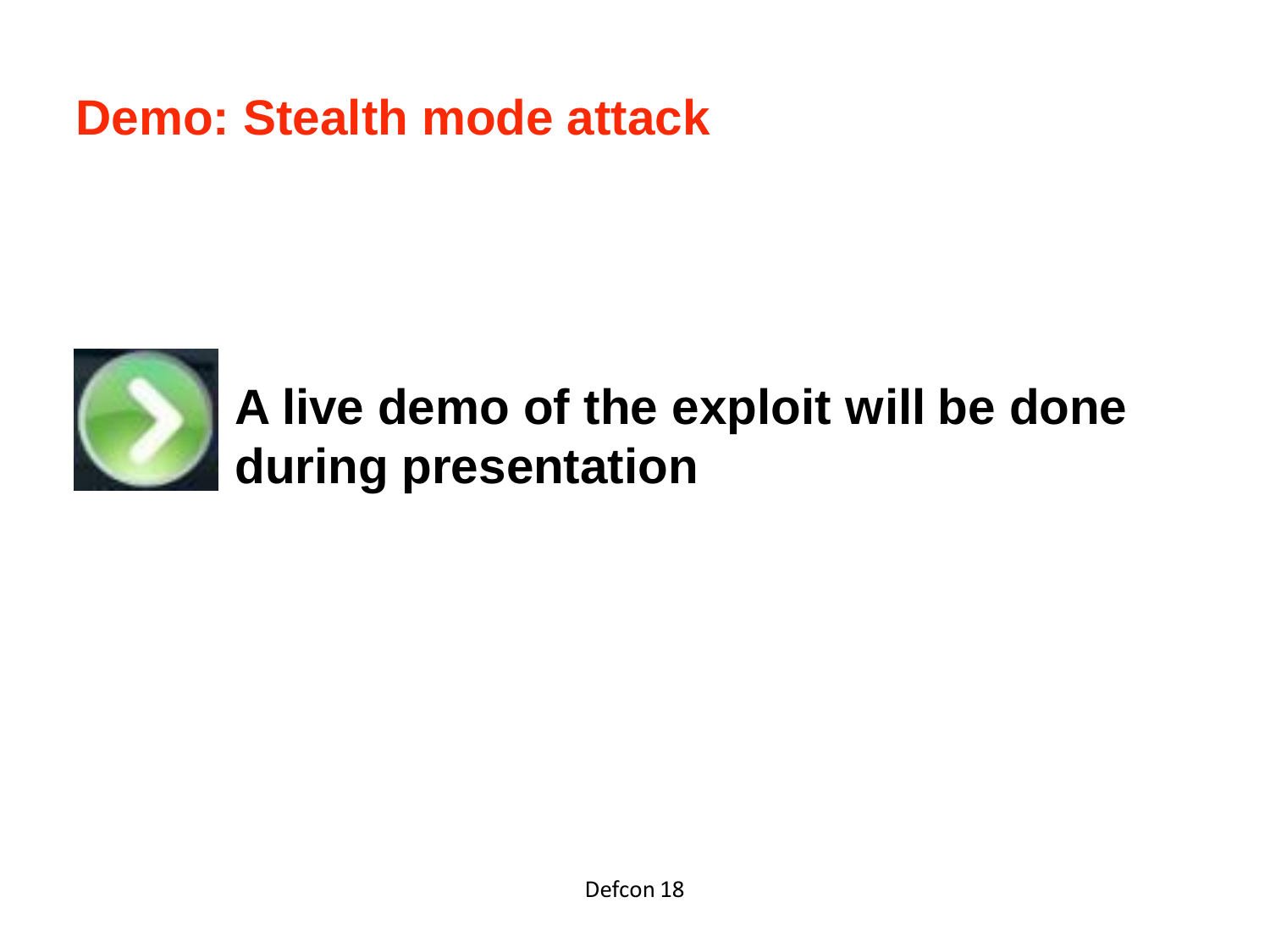# Demo: Stealth mode attack

**A live demo of the exploit will be done during presentation**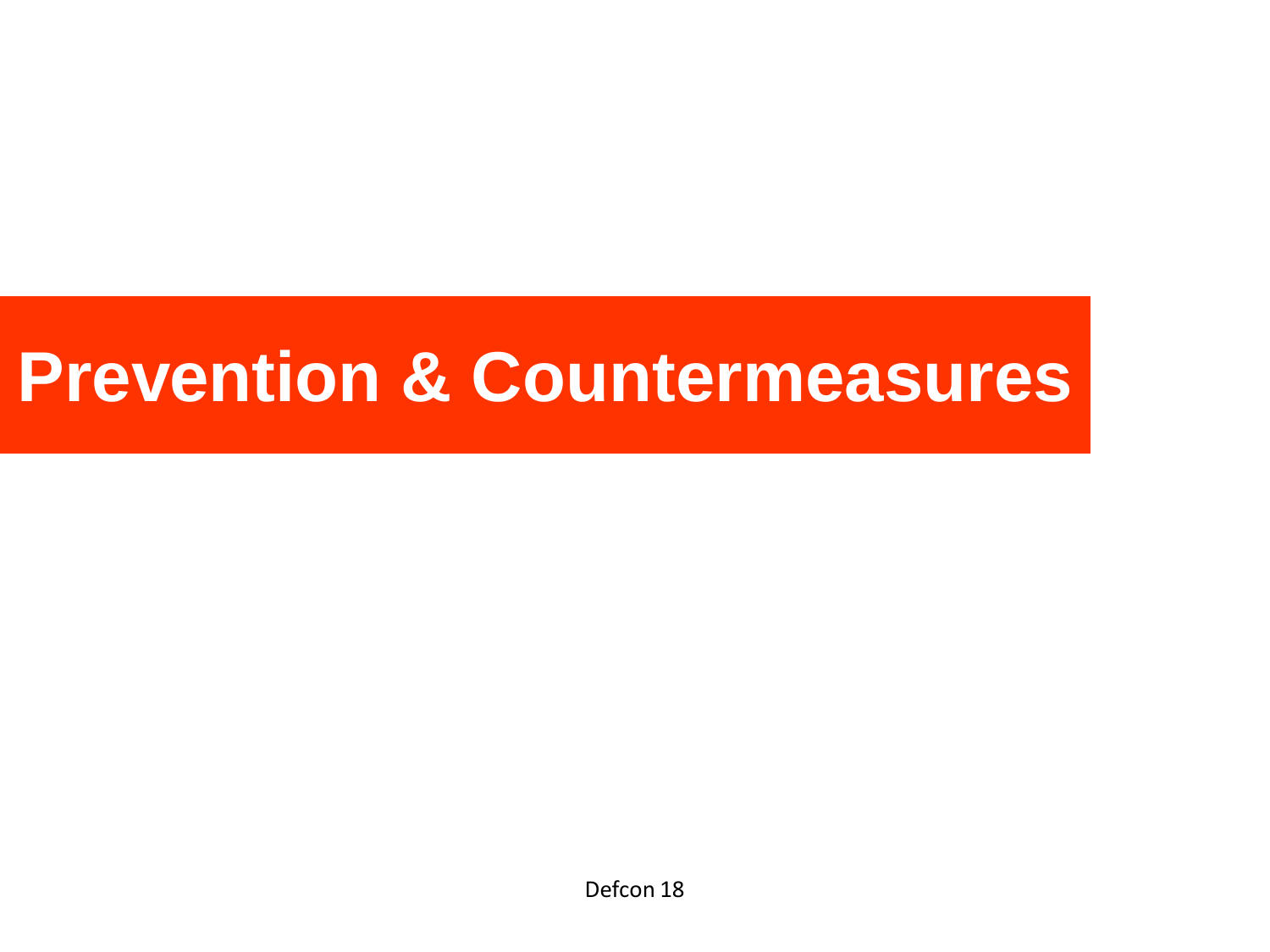# Prevention & Countermeasures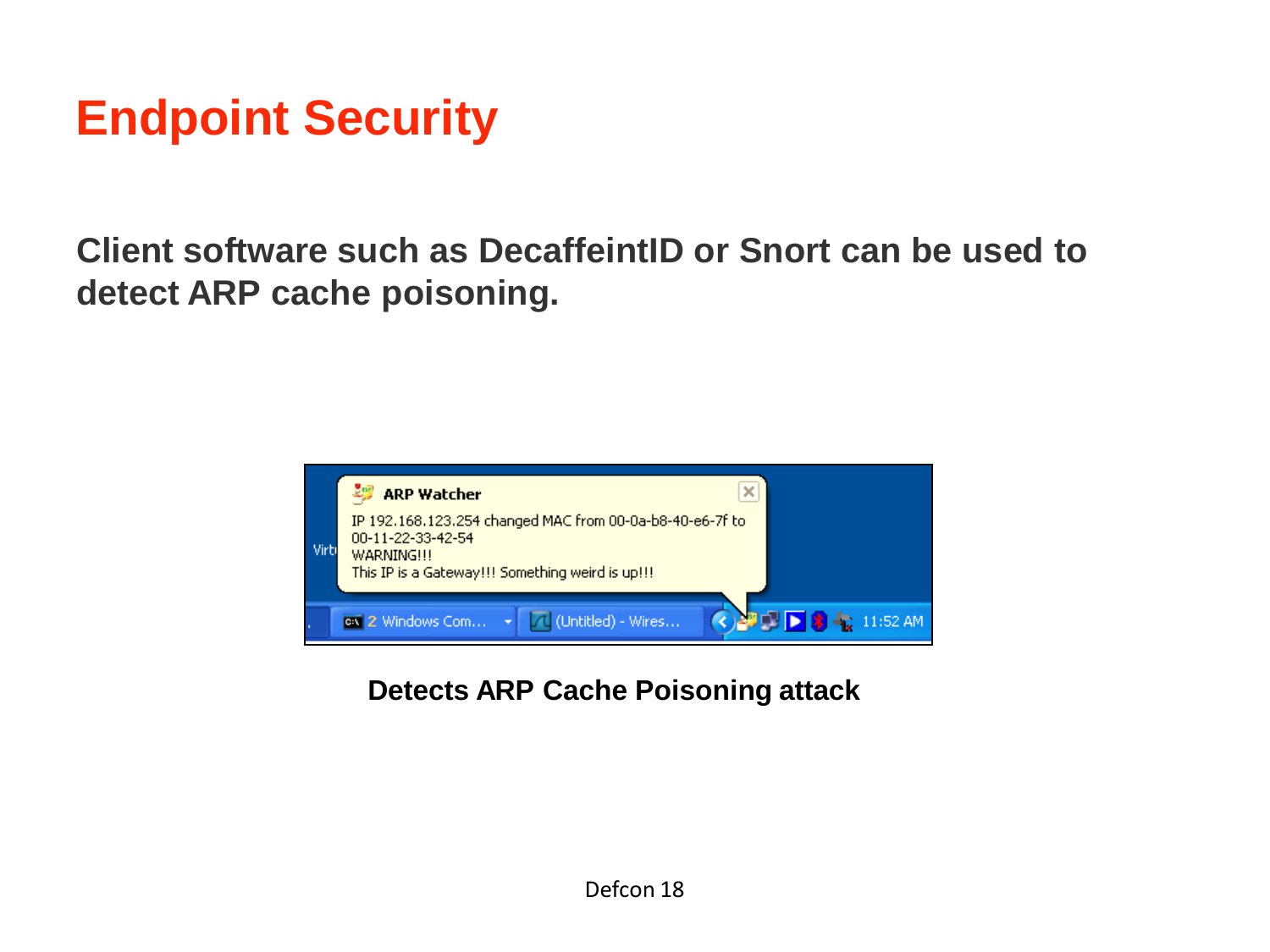# Endpoint Security

**Client software such as DecaffeintID or Snort can be used to detect ARP cache poisoning.**

**ARP Watcher**

IP 192.168.123.254 changed MAC from 00-0a-b8-40-e6-7f to 00-11-22-33-42-54
WARNING!!!
This IP is a Gateway!!! Something weird is up!!!

**Detects ARP Cache Poisoning attack**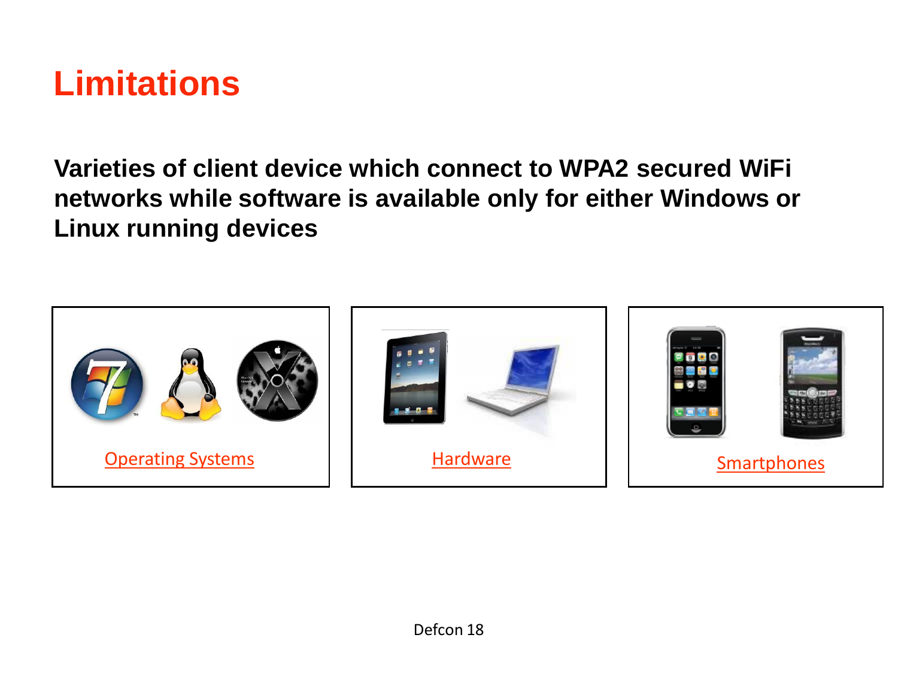# Limitations

**Varieties of client device which connect to WPA2 secured WiFi networks while software is available only for either Windows or Linux running devices**

Operating Systems

Hardware

Smartphones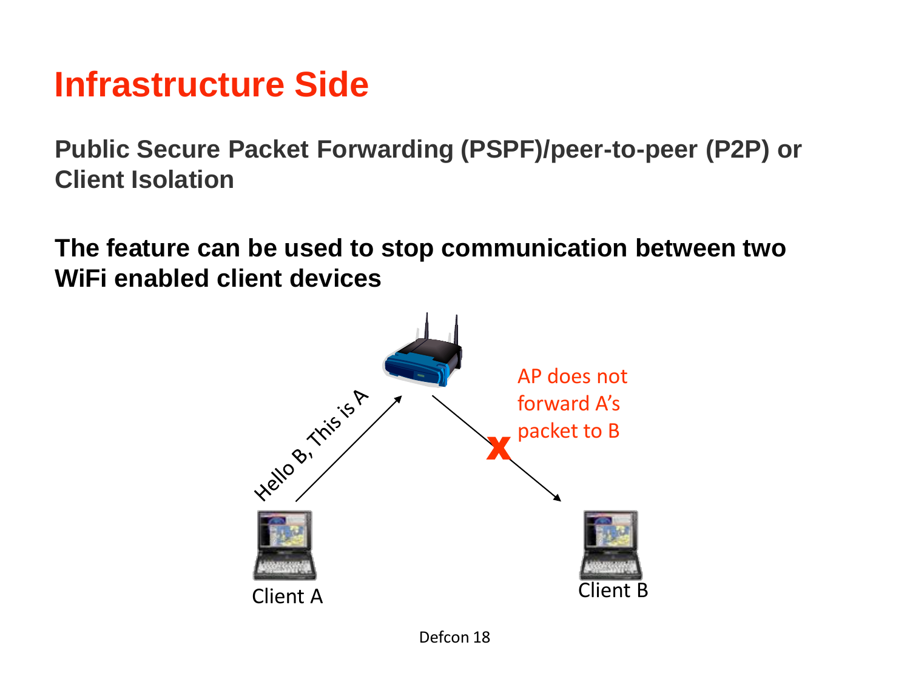# Infrastructure Side

**Public Secure Packet Forwarding (PSPF)/peer-to-peer (P2P) or Client Isolation**

**The feature can be used to stop communication between two WiFi enabled client devices**

Hello B, This is A

AP does not forward A's packet to B

Client A

Client B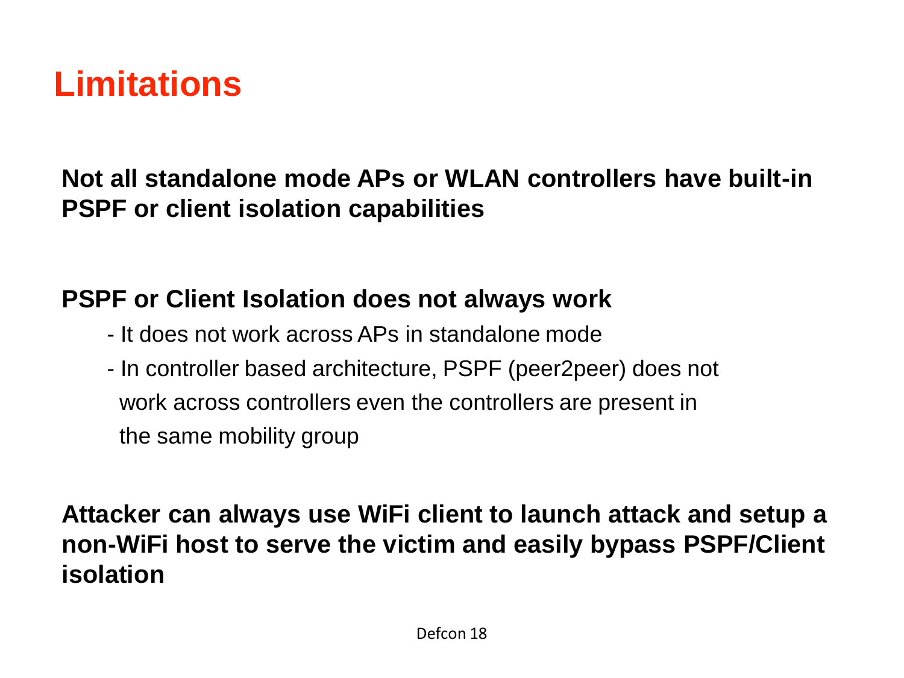# Limitations

**Not all standalone mode APs or WLAN controllers have built-in PSPF or client isolation capabilities**

**PSPF or Client Isolation does not always work**

- It does not work across APs in standalone mode
- In controller based architecture, PSPF (peer2peer) does not work across controllers even the controllers are present in the same mobility group

**Attacker can always use WiFi client to launch attack and setup a non-WiFi host to serve the victim and easily bypass PSPF/Client isolation**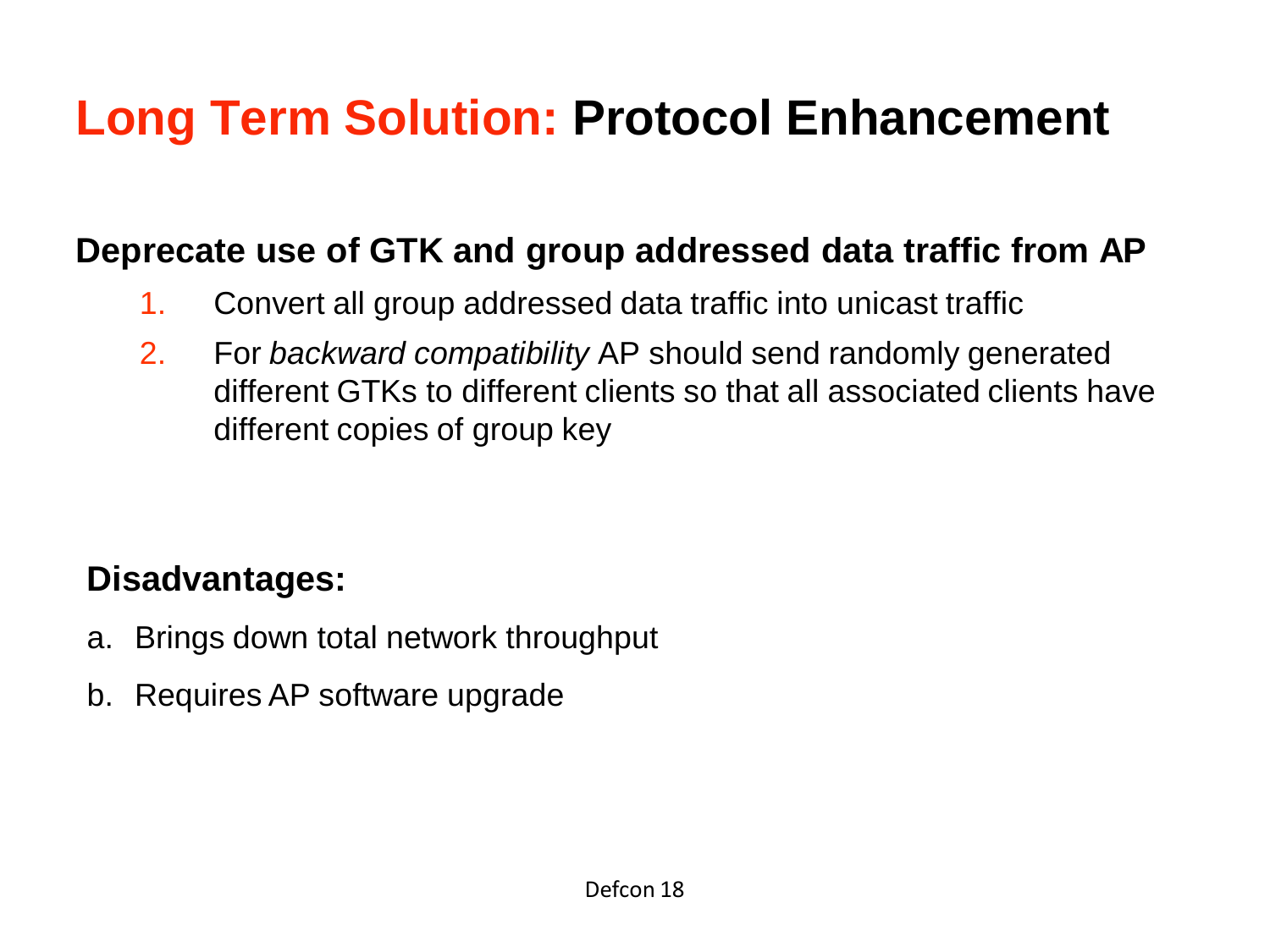# Long Term Solution: Protocol Enhancement

**Deprecate use of GTK and group addressed data traffic from AP**

1. Convert all group addressed data traffic into unicast traffic
2. For *backward compatibility* AP should send randomly generated different GTKs to different clients so that all associated clients have different copies of group key

**Disadvantages:**

a. Brings down total network throughput

b. Requires AP software upgrade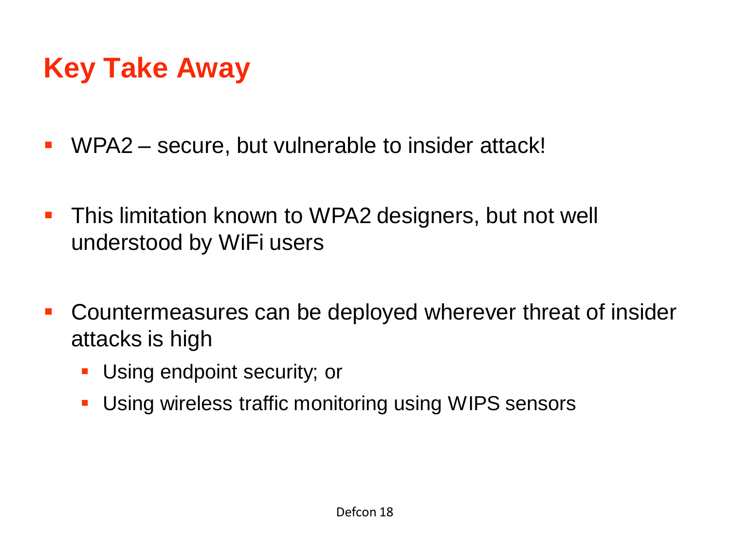# Key Take Away

- WPA2 – secure, but vulnerable to insider attack!
- This limitation known to WPA2 designers, but not well understood by WiFi users
- Countermeasures can be deployed wherever threat of insider attacks is high
  - Using endpoint security; or
  - Using wireless traffic monitoring using WIPS sensors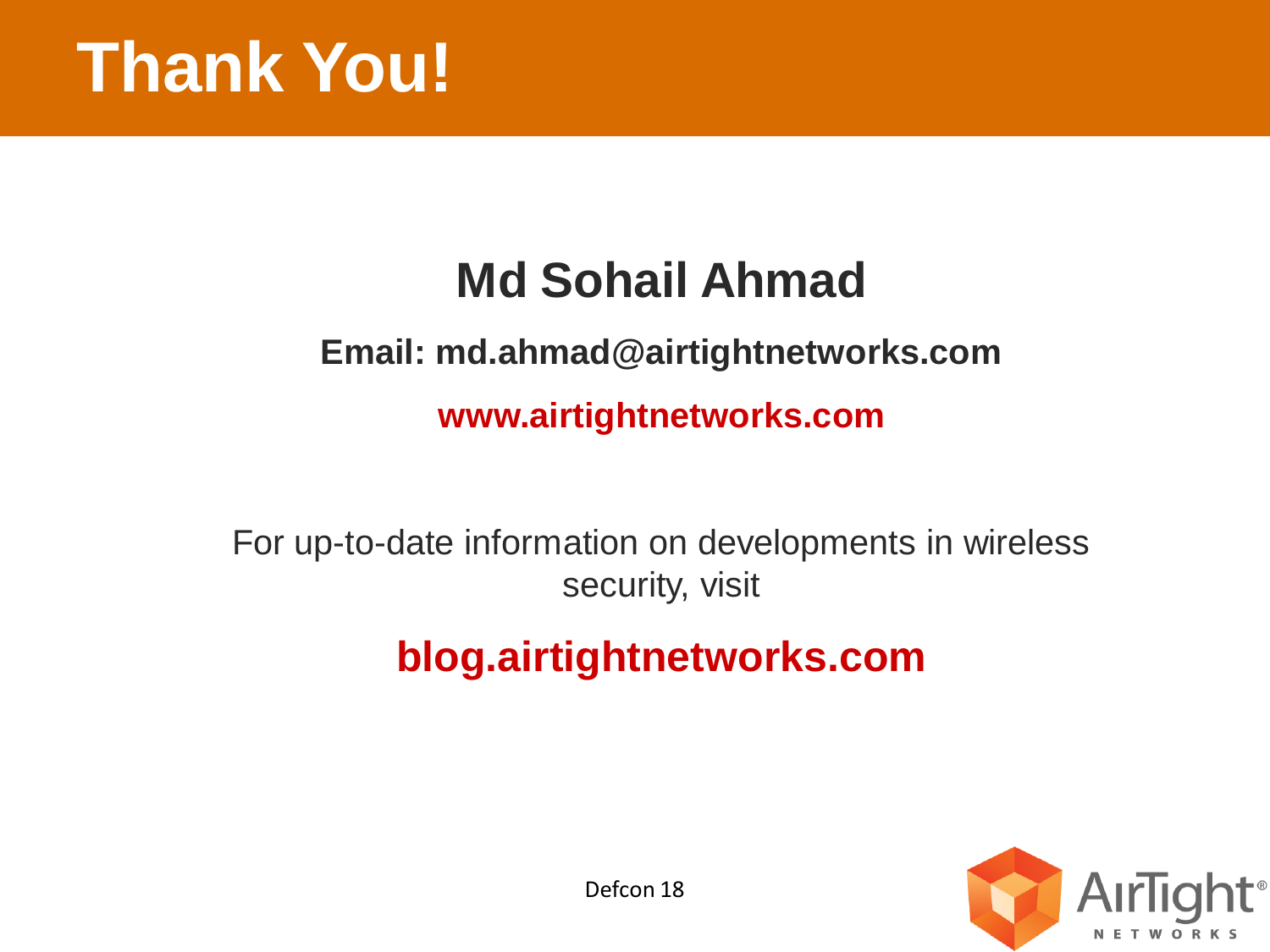# Thank You!

## Md Sohail Ahmad

**Email: md.ahmad@airtightnetworks.com**

**www.airtightnetworks.com**

For up-to-date information on developments in wireless security, visit

**blog.airtightnetworks.com**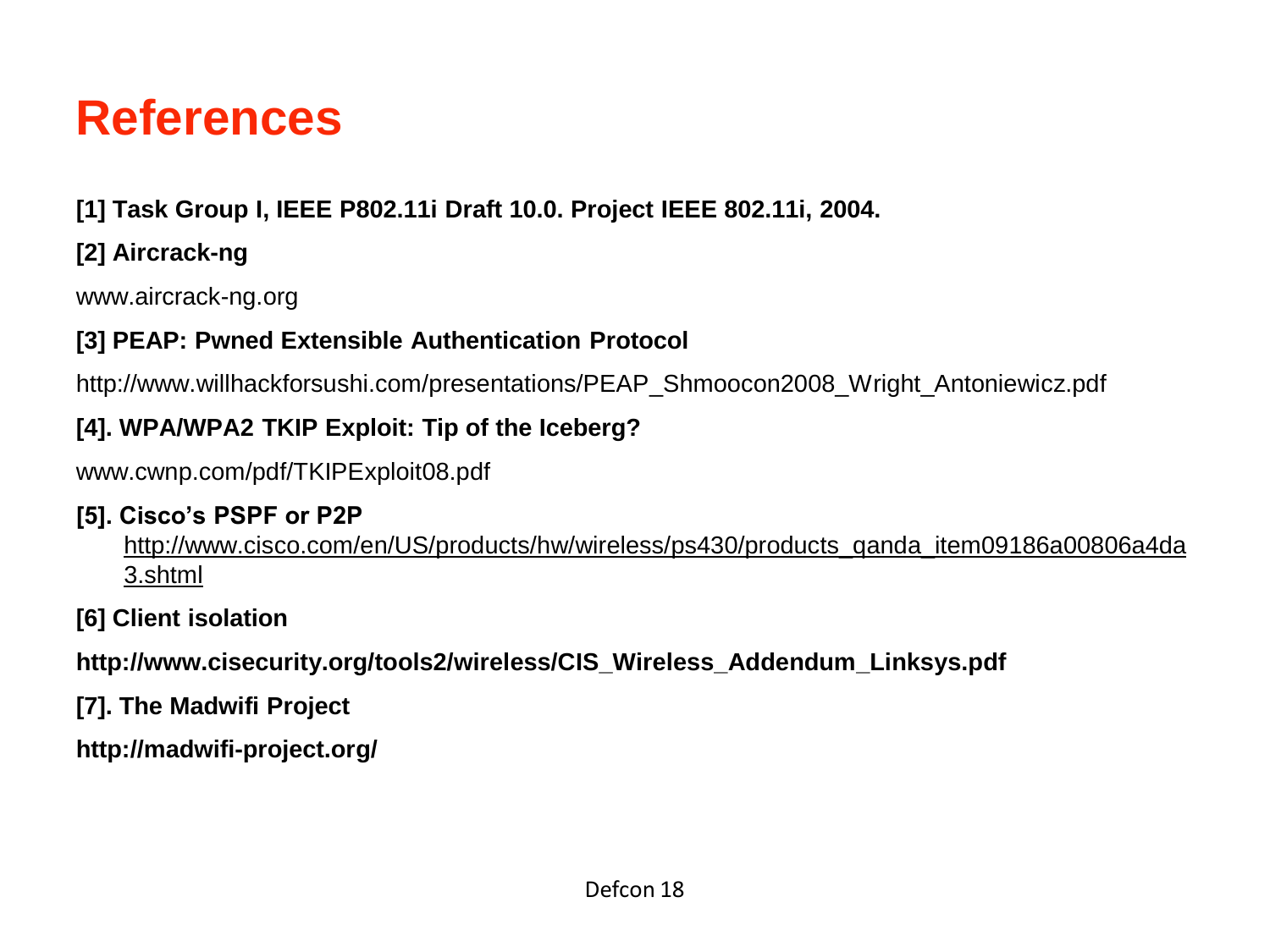# References

**[1] Task Group I, IEEE P802.11i Draft 10.0. Project IEEE 802.11i, 2004.**

**[2] Aircrack-ng**

www.aircrack-ng.org

**[3] PEAP: Pwned Extensible Authentication Protocol**

http://www.willhackforsushi.com/presentations/PEAP_Shmoocon2008_Wright_Antoniewicz.pdf

**[4]. WPA/WPA2 TKIP Exploit: Tip of the Iceberg?**

www.cwnp.com/pdf/TKIPExploit08.pdf

**[5]. Cisco's PSPF or P2P**

http://www.cisco.com/en/US/products/hw/wireless/ps430/products_qanda_item09186a00806a4da3.shtml

**[6] Client isolation**

**http://www.cisecurity.org/tools2/wireless/CIS_Wireless_Addendum_Linksys.pdf**

**[7]. The Madwifi Project**

**http://madwifi-project.org/**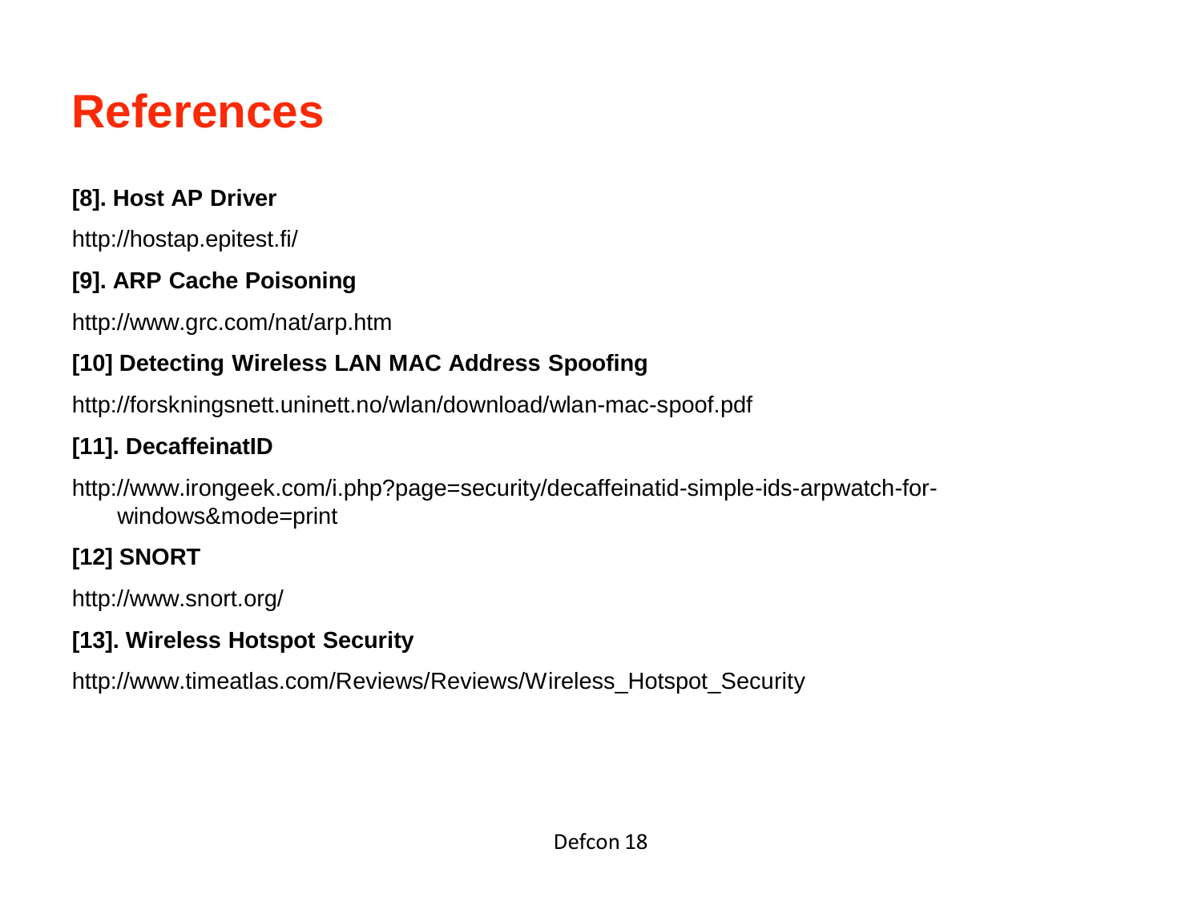# References

**[8]. Host AP Driver**

http://hostap.epitest.fi/

**[9]. ARP Cache Poisoning**

http://www.grc.com/nat/arp.htm

**[10] Detecting Wireless LAN MAC Address Spoofing**

http://forskningsnett.uninett.no/wlan/download/wlan-mac-spoof.pdf

**[11]. DecaffeinatID**

http://www.irongeek.com/i.php?page=security/decaffeinatid-simple-ids-arpwatch-for-windows&mode=print

**[12] SNORT**

http://www.snort.org/

**[13]. Wireless Hotspot Security**

http://www.timeatlas.com/Reviews/Reviews/Wireless_Hotspot_Security